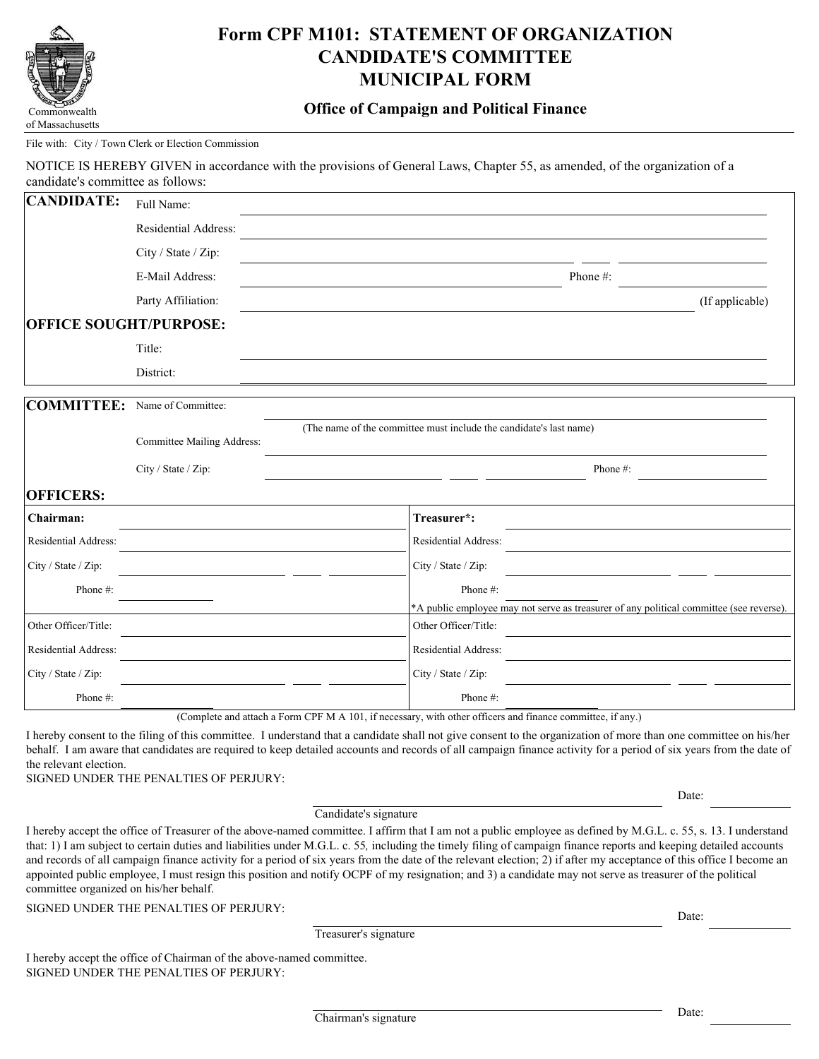Commonwealth of Massachusetts

# Form CPF M101: STATEMENT OF ORGANIZATION CANDIDATE'S COMMITTEE MUNICIPAL FORM

## Office of Campaign and Political Finance

File with: City / Town Clerk or Election Commission

NOTICE IS HEREBY GIVEN in accordance with the provisions of General Laws, Chapter 55, as amended, of the organization of a candidate's committee as follows:

**CANDIDATE:**

Full Name: \_\_\_\_\_\_\_\_\_\_\_\_\_\_\_\_\_\_\_\_

Residential Address: \_\_\_\_\_\_\_\_\_\_\_\_\_\_\_\_\_\_\_\_

City / State / Zip: \_\_\_\_\_\_\_\_\_\_\_\_\_\_\_\_\_\_\_\_

E-Mail Address: \_\_\_\_\_\_\_\_\_\_\_\_\_\_\_\_\_\_\_\_ Phone #: \_\_\_\_\_\_\_\_\_\_

Party Affiliation: \_\_\_\_\_\_\_\_\_\_\_\_\_\_\_\_\_\_\_\_ (If applicable)

**OFFICE SOUGHT/PURPOSE:**

Title: \_\_\_\_\_\_\_\_\_\_\_\_\_\_\_\_\_\_\_\_

District: \_\_\_\_\_\_\_\_\_\_\_\_\_\_\_\_\_\_\_\_

**COMMITTEE:**

Name of Committee: \_\_\_\_\_\_\_\_\_\_\_\_\_\_\_\_\_\_\_\_

(The name of the committee must include the candidate's last name)

Committee Mailing Address: \_\_\_\_\_\_\_\_\_\_\_\_\_\_\_\_\_\_\_\_

City / State / Zip: \_\_\_\_\_\_\_\_\_\_\_\_\_\_\_\_\_\_\_\_ Phone #: \_\_\_\_\_\_\_\_\_\_

**OFFICERS:**

| **Chairman:** | | **Treasurer*:** | |
|---|---|---|---|
| Residential Address: | | Residential Address: | |
| City / State / Zip: | | City / State / Zip: | |
| Phone #: | | Phone #: | |
| | | *A public employee may not serve as treasurer of any political committee (see reverse). | |
| Other Officer/Title: | | Other Officer/Title: | |
| Residential Address: | | Residential Address: | |
| City / State / Zip: | | City / State / Zip: | |
| Phone #: | | Phone #: | |

(Complete and attach a Form CPF M A 101, if necessary, with other officers and finance committee, if any.)

I hereby consent to the filing of this committee. I understand that a candidate shall not give consent to the organization of more than one committee on his/her behalf. I am aware that candidates are required to keep detailed accounts and records of all campaign finance activity for a period of six years from the date of the relevant election.

SIGNED UNDER THE PENALTIES OF PERJURY:

\_\_\_\_\_\_\_\_\_\_\_\_\_\_\_\_\_\_\_\_ Date: \_\_\_\_\_\_\_\_\_\_

Candidate's signature

I hereby accept the office of Treasurer of the above-named committee. I affirm that I am not a public employee as defined by M.G.L. c. 55, s. 13. I understand that: 1) I am subject to certain duties and liabilities under M.G.L. c. 55, including the timely filing of campaign finance reports and keeping detailed accounts and records of all campaign finance activity for a period of six years from the date of the relevant election; 2) if after my acceptance of this office I become an appointed public employee, I must resign this position and notify OCPF of my resignation; and 3) a candidate may not serve as treasurer of the political committee organized on his/her behalf.

SIGNED UNDER THE PENALTIES OF PERJURY:

\_\_\_\_\_\_\_\_\_\_\_\_\_\_\_\_\_\_\_\_ Date: \_\_\_\_\_\_\_\_\_\_

Treasurer's signature

I hereby accept the office of Chairman of the above-named committee.

SIGNED UNDER THE PENALTIES OF PERJURY:

\_\_\_\_\_\_\_\_\_\_\_\_\_\_\_\_\_\_\_\_ Date: \_\_\_\_\_\_\_\_\_\_

Chairman's signature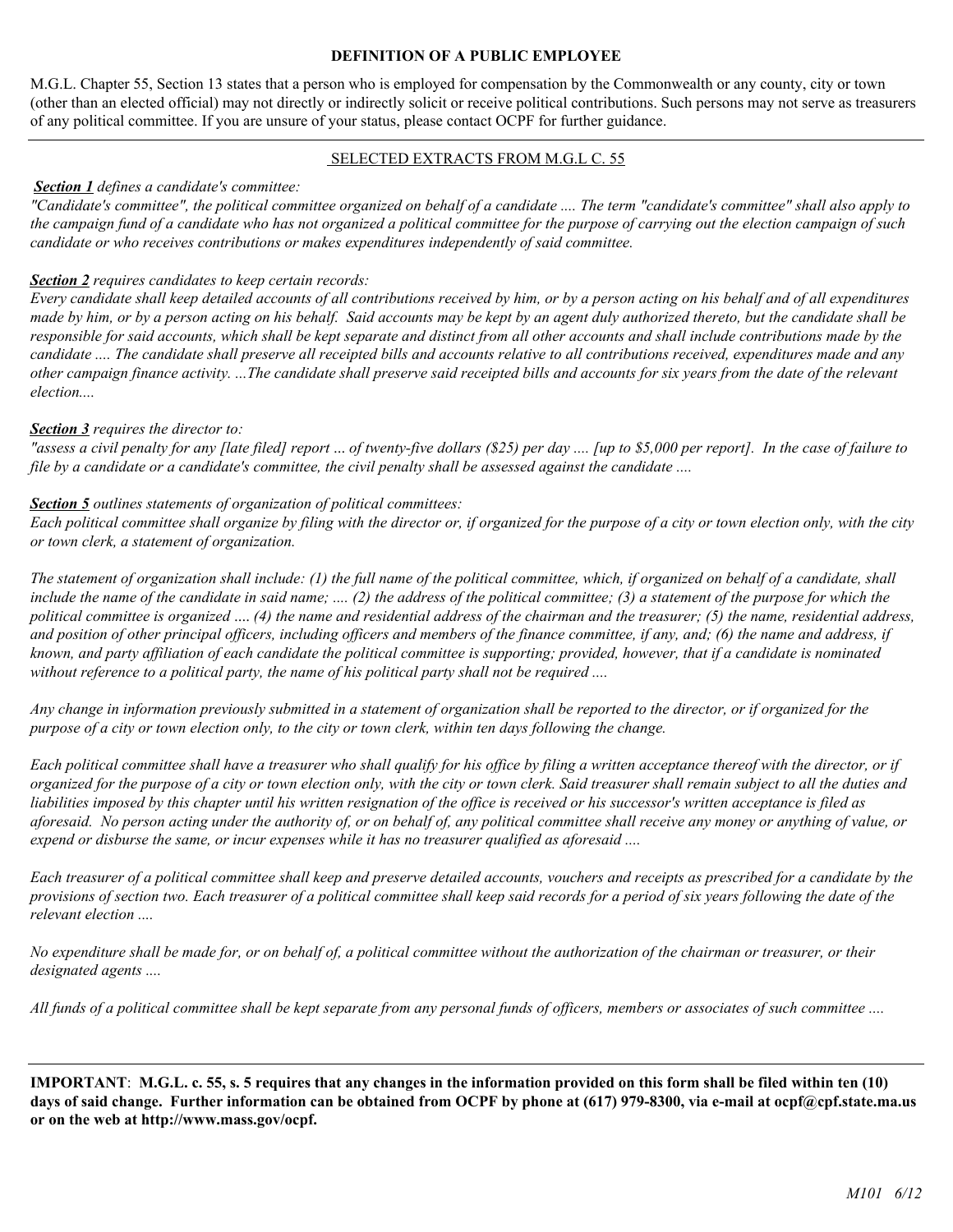## DEFINITION OF A PUBLIC EMPLOYEE

M.G.L. Chapter 55, Section 13 states that a person who is employed for compensation by the Commonwealth or any county, city or town (other than an elected official) may not directly or indirectly solicit or receive political contributions. Such persons may not serve as treasurers of any political committee. If you are unsure of your status, please contact OCPF for further guidance.

---

## SELECTED EXTRACTS FROM M.G.L C. 55

***Section 1*** *defines a candidate's committee:*
*"Candidate's committee", the political committee organized on behalf of a candidate .... The term "candidate's committee" shall also apply to the campaign fund of a candidate who has not organized a political committee for the purpose of carrying out the election campaign of such candidate or who receives contributions or makes expenditures independently of said committee.*

***Section 2*** *requires candidates to keep certain records:*
*Every candidate shall keep detailed accounts of all contributions received by him, or by a person acting on his behalf and of all expenditures made by him, or by a person acting on his behalf. Said accounts may be kept by an agent duly authorized thereto, but the candidate shall be responsible for said accounts, which shall be kept separate and distinct from all other accounts and shall include contributions made by the candidate .... The candidate shall preserve all receipted bills and accounts relative to all contributions received, expenditures made and any other campaign finance activity. ...The candidate shall preserve said receipted bills and accounts for six years from the date of the relevant election....*

***Section 3*** *requires the director to:*
*"assess a civil penalty for any [late filed] report ... of twenty-five dollars ($25) per day .... [up to $5,000 per report]. In the case of failure to file by a candidate or a candidate's committee, the civil penalty shall be assessed against the candidate ....*

***Section 5*** *outlines statements of organization of political committees:*
*Each political committee shall organize by filing with the director or, if organized for the purpose of a city or town election only, with the city or town clerk, a statement of organization.*

*The statement of organization shall include: (1) the full name of the political committee, which, if organized on behalf of a candidate, shall include the name of the candidate in said name; .... (2) the address of the political committee; (3) a statement of the purpose for which the political committee is organized .... (4) the name and residential address of the chairman and the treasurer; (5) the name, residential address, and position of other principal officers, including officers and members of the finance committee, if any, and; (6) the name and address, if known, and party affiliation of each candidate the political committee is supporting; provided, however, that if a candidate is nominated without reference to a political party, the name of his political party shall not be required ....*

*Any change in information previously submitted in a statement of organization shall be reported to the director, or if organized for the purpose of a city or town election only, to the city or town clerk, within ten days following the change.*

*Each political committee shall have a treasurer who shall qualify for his office by filing a written acceptance thereof with the director, or if organized for the purpose of a city or town election only, with the city or town clerk. Said treasurer shall remain subject to all the duties and liabilities imposed by this chapter until his written resignation of the office is received or his successor's written acceptance is filed as aforesaid. No person acting under the authority of, or on behalf of, any political committee shall receive any money or anything of value, or expend or disburse the same, or incur expenses while it has no treasurer qualified as aforesaid ....*

*Each treasurer of a political committee shall keep and preserve detailed accounts, vouchers and receipts as prescribed for a candidate by the provisions of section two. Each treasurer of a political committee shall keep said records for a period of six years following the date of the relevant election ....*

*No expenditure shall be made for, or on behalf of, a political committee without the authorization of the chairman or treasurer, or their designated agents ....*

*All funds of a political committee shall be kept separate from any personal funds of officers, members or associates of such committee ....*

---

**IMPORTANT**: **M.G.L. c. 55, s. 5 requires that any changes in the information provided on this form shall be filed within ten (10) days of said change. Further information can be obtained from OCPF by phone at (617) 979-8300, via e-mail at ocpf@cpf.state.ma.us or on the web at http://www.mass.gov/ocpf.**

*M101 6/12*